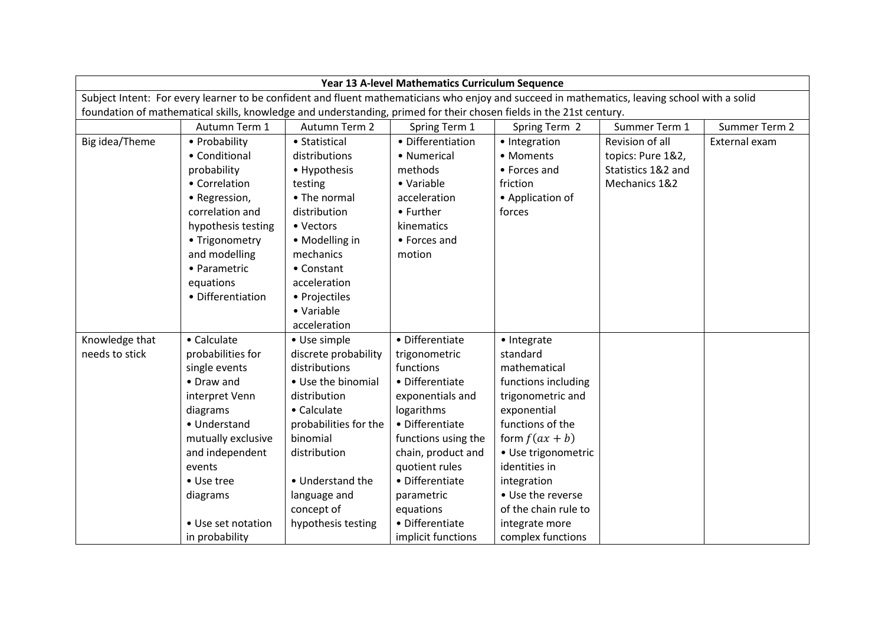| Year 13 A-level Mathematics Curriculum Sequence | | | | | | |
|---|---|---|---|---|---|---|
| Subject Intent: For every learner to be confident and fluent mathematicians who enjoy and succeed in mathematics, leaving school with a solid foundation of mathematical skills, knowledge and understanding, primed for their chosen fields in the 21st century. | | | | | | |
| | Autumn Term 1 | Autumn Term 2 | Spring Term 1 | Spring Term 2 | Summer Term 1 | Summer Term 2 |
| Big idea/Theme | • Probability<br>• Conditional probability<br>• Correlation<br>• Regression, correlation and hypothesis testing<br>• Trigonometry and modelling<br>• Parametric equations<br>• Differentiation | • Statistical distributions<br>• Hypothesis testing<br>• The normal distribution<br>• Vectors<br>• Modelling in mechanics<br>• Constant acceleration<br>• Projectiles<br>• Variable acceleration | • Differentiation<br>• Numerical methods<br>• Variable acceleration<br>• Further kinematics<br>• Forces and motion | • Integration<br>• Moments<br>• Forces and friction<br>• Application of forces | Revision of all topics: Pure 1&2, Statistics 1&2 and Mechanics 1&2 | External exam |
| Knowledge that needs to stick | • Calculate probabilities for single events<br>• Draw and interpret Venn diagrams<br>• Understand mutually exclusive and independent events<br>• Use tree diagrams<br><br>• Use set notation in probability | • Use simple discrete probability distributions<br>• Use the binomial distribution<br>• Calculate probabilities for the binomial distribution<br><br>• Understand the language and concept of hypothesis testing | • Differentiate trigonometric functions<br>• Differentiate exponentials and logarithms<br>• Differentiate functions using the chain, product and quotient rules<br>• Differentiate parametric equations<br>• Differentiate implicit functions | • Integrate standard mathematical functions including trigonometric and exponential functions of the form $f(ax + b)$<br>• Use trigonometric identities in integration<br>• Use the reverse of the chain rule to integrate more complex functions | | |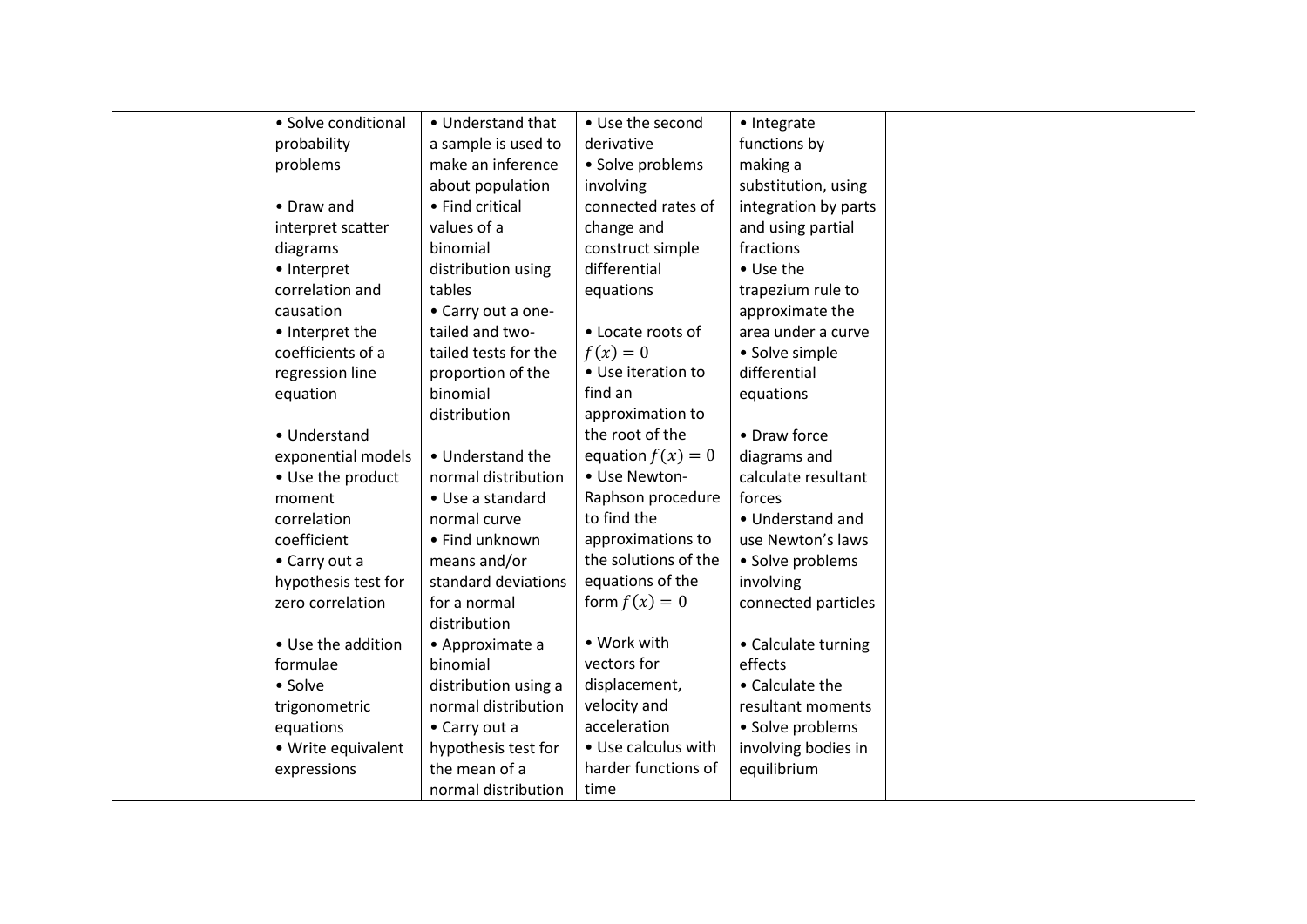| | | | | | | |
|---|---|---|---|---|---|---|
| | • Solve conditional probability problems<br><br>• Draw and interpret scatter diagrams<br>• Interpret correlation and causation<br>• Interpret the coefficients of a regression line equation<br><br>• Understand exponential models<br>• Use the product moment correlation coefficient<br>• Carry out a hypothesis test for zero correlation<br><br>• Use the addition formulae<br>• Solve trigonometric equations<br>• Write equivalent expressions | • Understand that a sample is used to make an inference about population<br>• Find critical values of a binomial distribution using tables<br>• Carry out a one-tailed and two-tailed tests for the proportion of the binomial distribution<br><br>• Understand the normal distribution<br>• Use a standard normal curve<br>• Find unknown means and/or standard deviations for a normal distribution<br>• Approximate a binomial distribution using a normal distribution<br>• Carry out a hypothesis test for the mean of a normal distribution | • Use the second derivative<br>• Solve problems involving connected rates of change and construct simple differential equations<br><br>• Locate roots of $f(x) = 0$<br>• Use iteration to find an approximation to the root of the equation $f(x) = 0$<br>• Use Newton-Raphson procedure to find the approximations to the solutions of the equations of the form $f(x) = 0$<br><br>• Work with vectors for displacement, velocity and acceleration<br>• Use calculus with harder functions of time | • Integrate functions by making a substitution, using integration by parts and using partial fractions<br>• Use the trapezium rule to approximate the area under a curve<br>• Solve simple differential equations<br><br>• Draw force diagrams and calculate resultant forces<br>• Understand and use Newton's laws<br>• Solve problems involving connected particles<br><br>• Calculate turning effects<br>• Calculate the resultant moments<br>• Solve problems involving bodies in equilibrium | | |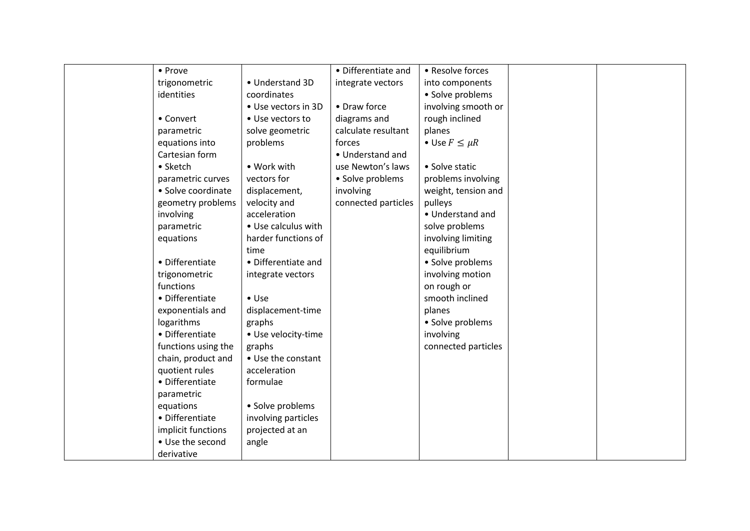| | | | | | | |
|---|---|---|---|---|---|---|
| | • Prove trigonometric identities<br><br>• Convert parametric equations into Cartesian form<br>• Sketch parametric curves<br>• Solve coordinate geometry problems involving parametric equations<br><br>• Differentiate trigonometric functions<br>• Differentiate exponentials and logarithms<br>• Differentiate functions using the chain, product and quotient rules<br>• Differentiate parametric equations<br>• Differentiate implicit functions<br>• Use the second derivative | • Understand 3D coordinates<br>• Use vectors in 3D<br>• Use vectors to solve geometric problems<br><br>• Work with vectors for displacement, velocity and acceleration<br>• Use calculus with harder functions of time<br>• Differentiate and integrate vectors<br><br>• Use displacement-time graphs<br>• Use velocity-time graphs<br>• Use the constant acceleration formulae<br><br>• Solve problems involving particles projected at an angle | • Differentiate and integrate vectors<br><br>• Draw force diagrams and calculate resultant forces<br>• Understand and use Newton's laws<br>• Solve problems involving connected particles | • Resolve forces into components<br>• Solve problems involving smooth or rough inclined planes<br>• Use $F \leq \mu R$<br><br>• Solve static problems involving weight, tension and pulleys<br>• Understand and solve problems involving limiting equilibrium<br>• Solve problems involving motion on rough or smooth inclined planes<br>• Solve problems involving connected particles | | |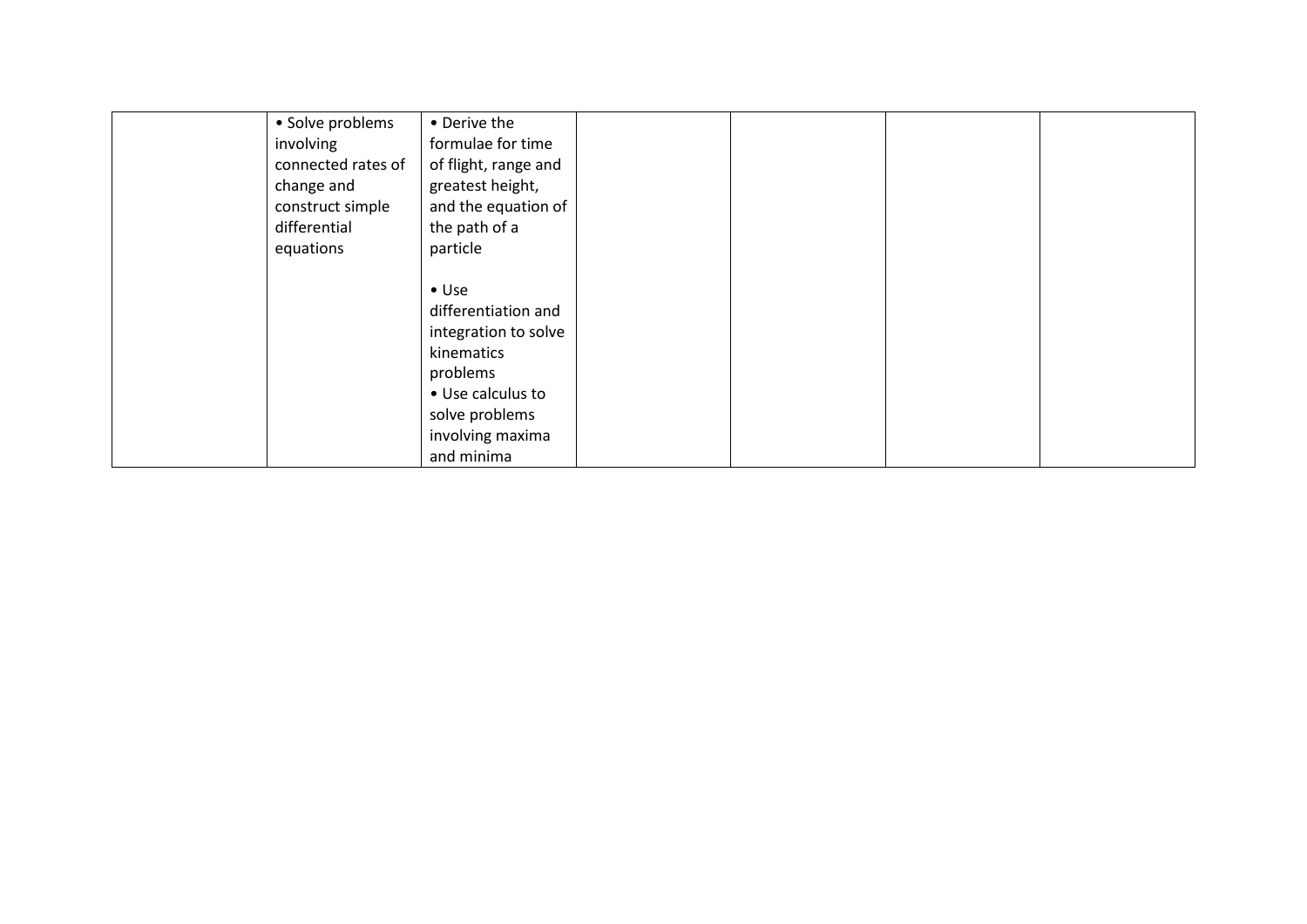| | | | | | | |
|---|---|---|---|---|---|---|
| | • Solve problems involving connected rates of change and construct simple differential equations | • Derive the formulae for time of flight, range and greatest height, and the equation of the path of a particle<br><br>• Use differentiation and integration to solve kinematics problems<br>• Use calculus to solve problems involving maxima and minima | | | | |